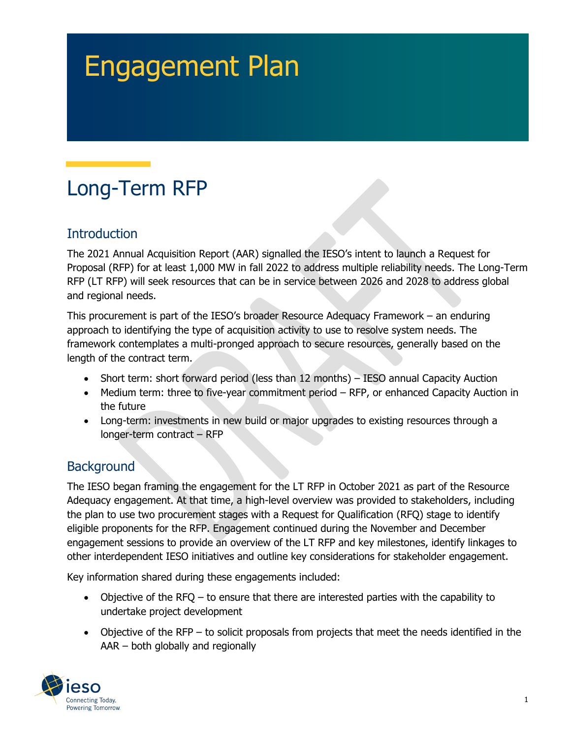# Engagement Plan

## Long-Term RFP

### Introduction

The 2021 Annual Acquisition Report (AAR) signalled the IESO's intent to launch a Request for Proposal (RFP) for at least 1,000 MW in fall 2022 to address multiple reliability needs. The Long-Term RFP (LT RFP) will seek resources that can be in service between 2026 and 2028 to address global and regional needs.

This procurement is part of the IESO's broader Resource Adequacy Framework – an enduring approach to identifying the type of acquisition activity to use to resolve system needs. The framework contemplates a multi-pronged approach to secure resources, generally based on the length of the contract term.

- Short term: short forward period (less than 12 months) – IESO annual Capacity Auction
- Medium term: three to five-year commitment period – RFP, or enhanced Capacity Auction in the future
- Long-term: investments in new build or major upgrades to existing resources through a longer-term contract – RFP

### Background

The IESO began framing the engagement for the LT RFP in October 2021 as part of the Resource Adequacy engagement. At that time, a high-level overview was provided to stakeholders, including the plan to use two procurement stages with a Request for Qualification (RFQ) stage to identify eligible proponents for the RFP. Engagement continued during the November and December engagement sessions to provide an overview of the LT RFP and key milestones, identify linkages to other interdependent IESO initiatives and outline key considerations for stakeholder engagement.

Key information shared during these engagements included:

- Objective of the RFQ – to ensure that there are interested parties with the capability to undertake project development
- Objective of the RFP – to solicit proposals from projects that meet the needs identified in the AAR – both globally and regionally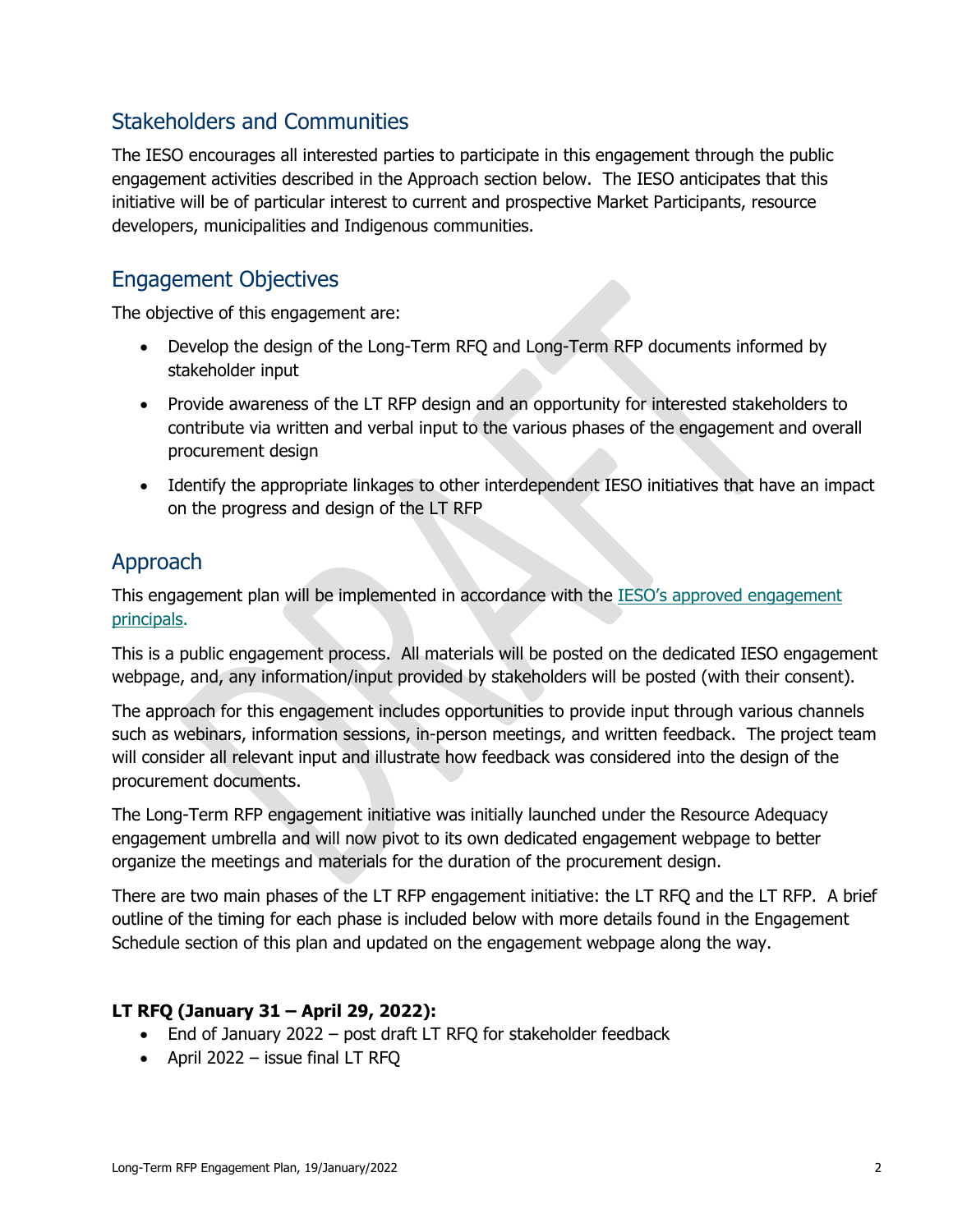## Stakeholders and Communities

The IESO encourages all interested parties to participate in this engagement through the public engagement activities described in the Approach section below. The IESO anticipates that this initiative will be of particular interest to current and prospective Market Participants, resource developers, municipalities and Indigenous communities.

## Engagement Objectives

The objective of this engagement are:

- Develop the design of the Long-Term RFQ and Long-Term RFP documents informed by stakeholder input
- Provide awareness of the LT RFP design and an opportunity for interested stakeholders to contribute via written and verbal input to the various phases of the engagement and overall procurement design
- Identify the appropriate linkages to other interdependent IESO initiatives that have an impact on the progress and design of the LT RFP

## Approach

This engagement plan will be implemented in accordance with the [IESO's approved engagement principals](). 

This is a public engagement process. All materials will be posted on the dedicated IESO engagement webpage, and, any information/input provided by stakeholders will be posted (with their consent).

The approach for this engagement includes opportunities to provide input through various channels such as webinars, information sessions, in-person meetings, and written feedback. The project team will consider all relevant input and illustrate how feedback was considered into the design of the procurement documents.

The Long-Term RFP engagement initiative was initially launched under the Resource Adequacy engagement umbrella and will now pivot to its own dedicated engagement webpage to better organize the meetings and materials for the duration of the procurement design.

There are two main phases of the LT RFP engagement initiative: the LT RFQ and the LT RFP. A brief outline of the timing for each phase is included below with more details found in the Engagement Schedule section of this plan and updated on the engagement webpage along the way.

**LT RFQ (January 31 – April 29, 2022):**

- End of January 2022 – post draft LT RFQ for stakeholder feedback
- April 2022 – issue final LT RFQ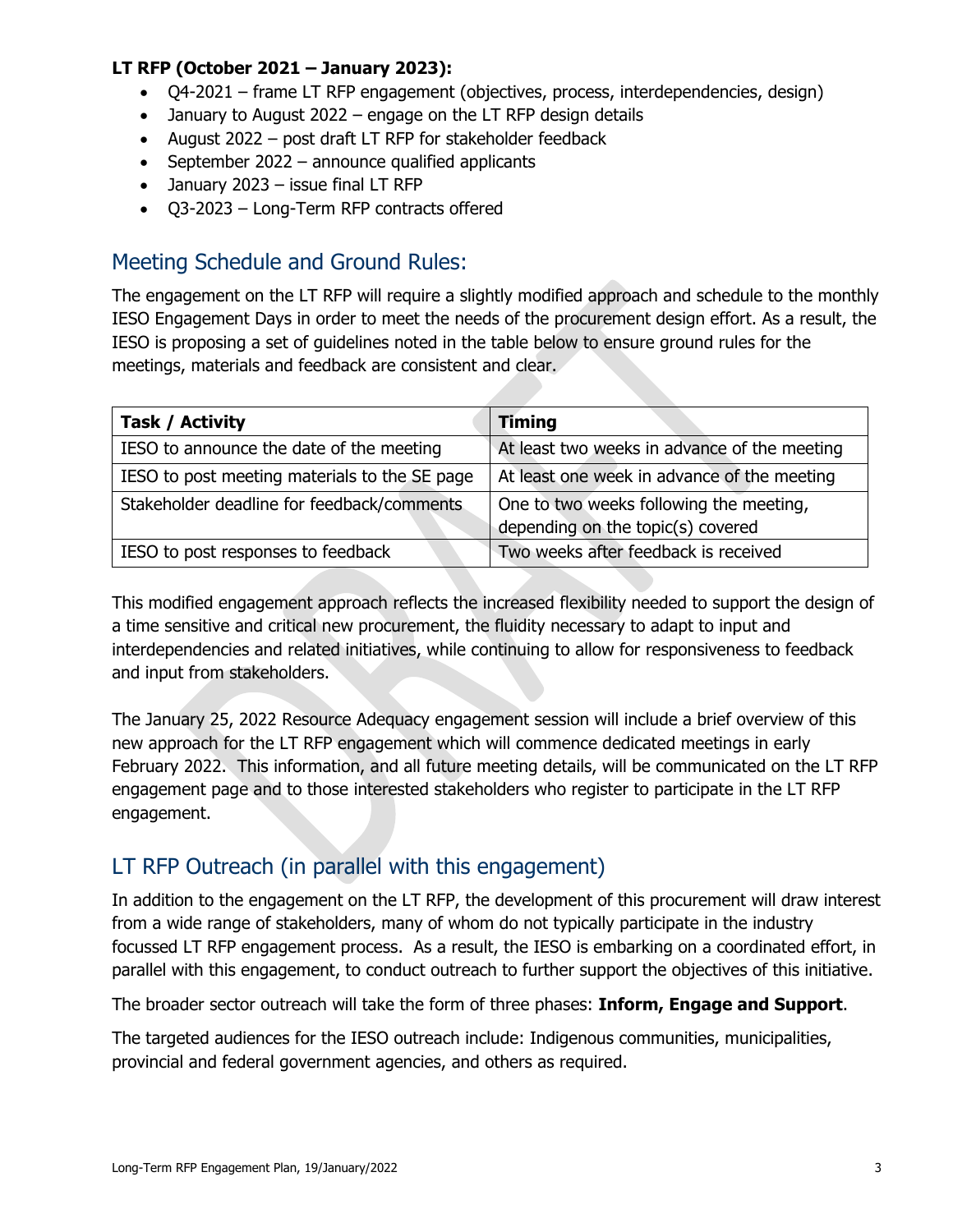**LT RFP (October 2021 – January 2023):**

- Q4-2021 – frame LT RFP engagement (objectives, process, interdependencies, design)
- January to August 2022 – engage on the LT RFP design details
- August 2022 – post draft LT RFP for stakeholder feedback
- September 2022 – announce qualified applicants
- January 2023 – issue final LT RFP
- Q3-2023 – Long-Term RFP contracts offered

## Meeting Schedule and Ground Rules:

The engagement on the LT RFP will require a slightly modified approach and schedule to the monthly IESO Engagement Days in order to meet the needs of the procurement design effort. As a result, the IESO is proposing a set of guidelines noted in the table below to ensure ground rules for the meetings, materials and feedback are consistent and clear.

| Task / Activity | Timing |
|---|---|
| IESO to announce the date of the meeting | At least two weeks in advance of the meeting |
| IESO to post meeting materials to the SE page | At least one week in advance of the meeting |
| Stakeholder deadline for feedback/comments | One to two weeks following the meeting, depending on the topic(s) covered |
| IESO to post responses to feedback | Two weeks after feedback is received |

This modified engagement approach reflects the increased flexibility needed to support the design of a time sensitive and critical new procurement, the fluidity necessary to adapt to input and interdependencies and related initiatives, while continuing to allow for responsiveness to feedback and input from stakeholders.

The January 25, 2022 Resource Adequacy engagement session will include a brief overview of this new approach for the LT RFP engagement which will commence dedicated meetings in early February 2022. This information, and all future meeting details, will be communicated on the LT RFP engagement page and to those interested stakeholders who register to participate in the LT RFP engagement.

## LT RFP Outreach (in parallel with this engagement)

In addition to the engagement on the LT RFP, the development of this procurement will draw interest from a wide range of stakeholders, many of whom do not typically participate in the industry focussed LT RFP engagement process. As a result, the IESO is embarking on a coordinated effort, in parallel with this engagement, to conduct outreach to further support the objectives of this initiative.

The broader sector outreach will take the form of three phases: **Inform, Engage and Support**.

The targeted audiences for the IESO outreach include: Indigenous communities, municipalities, provincial and federal government agencies, and others as required.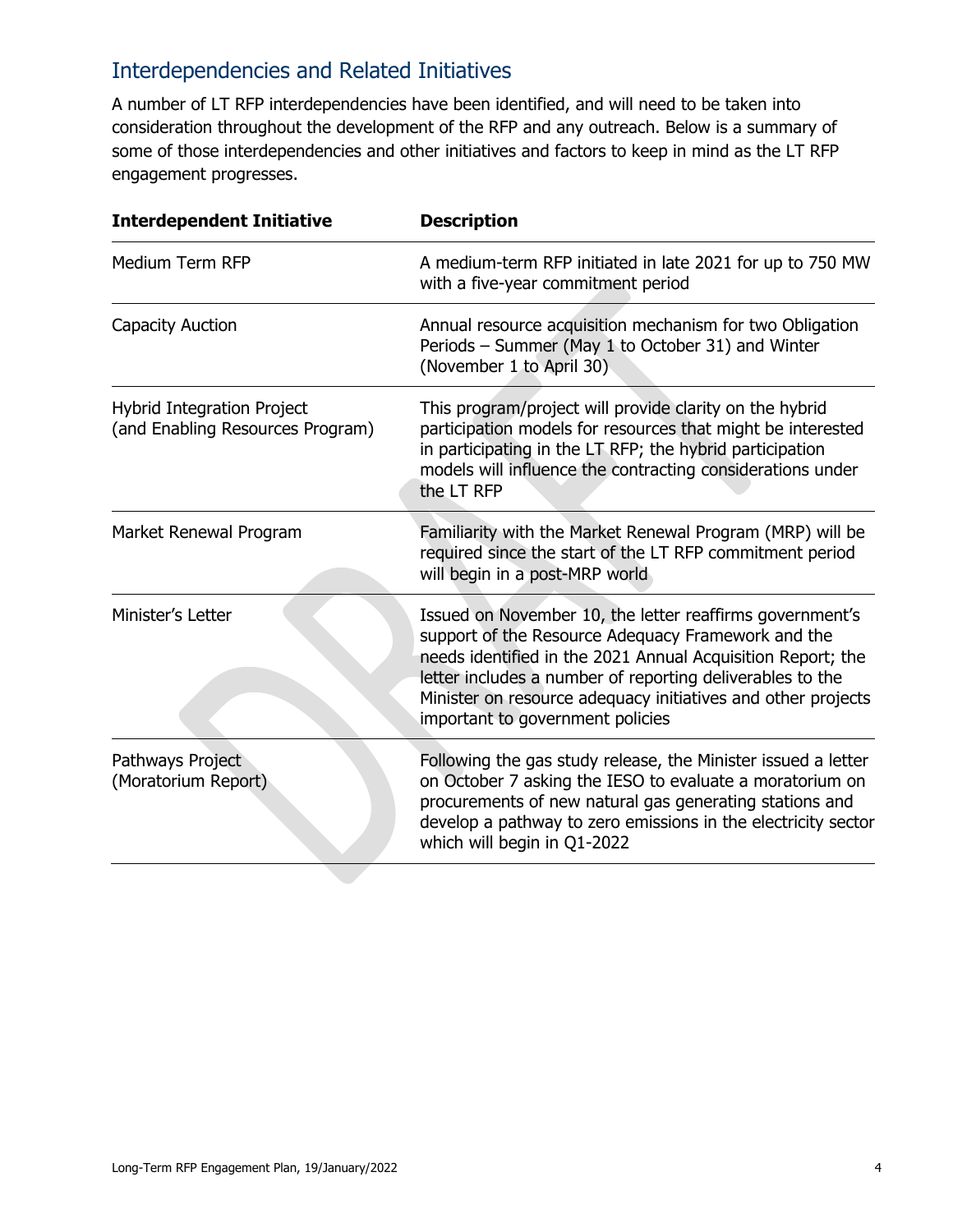## Interdependencies and Related Initiatives

A number of LT RFP interdependencies have been identified, and will need to be taken into consideration throughout the development of the RFP and any outreach. Below is a summary of some of those interdependencies and other initiatives and factors to keep in mind as the LT RFP engagement progresses.

| Interdependent Initiative | Description |
|---|---|
| Medium Term RFP | A medium-term RFP initiated in late 2021 for up to 750 MW with a five-year commitment period |
| Capacity Auction | Annual resource acquisition mechanism for two Obligation Periods – Summer (May 1 to October 31) and Winter (November 1 to April 30) |
| Hybrid Integration Project (and Enabling Resources Program) | This program/project will provide clarity on the hybrid participation models for resources that might be interested in participating in the LT RFP; the hybrid participation models will influence the contracting considerations under the LT RFP |
| Market Renewal Program | Familiarity with the Market Renewal Program (MRP) will be required since the start of the LT RFP commitment period will begin in a post-MRP world |
| Minister's Letter | Issued on November 10, the letter reaffirms government's support of the Resource Adequacy Framework and the needs identified in the 2021 Annual Acquisition Report; the letter includes a number of reporting deliverables to the Minister on resource adequacy initiatives and other projects important to government policies |
| Pathways Project (Moratorium Report) | Following the gas study release, the Minister issued a letter on October 7 asking the IESO to evaluate a moratorium on procurements of new natural gas generating stations and develop a pathway to zero emissions in the electricity sector which will begin in Q1-2022 |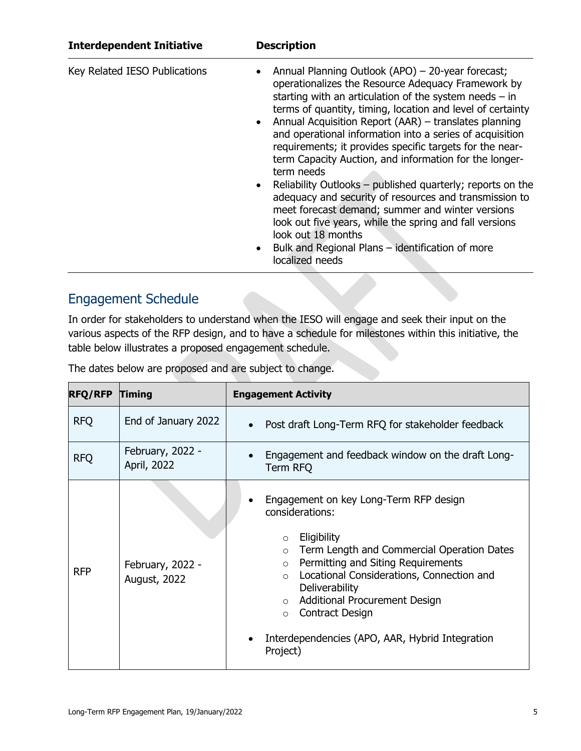| Interdependent Initiative | Description |
|---|---|
| Key Related IESO Publications | • Annual Planning Outlook (APO) – 20-year forecast; operationalizes the Resource Adequacy Framework by starting with an articulation of the system needs – in terms of quantity, timing, location and level of certainty<br>• Annual Acquisition Report (AAR) – translates planning and operational information into a series of acquisition requirements; it provides specific targets for the near-term Capacity Auction, and information for the longer-term needs<br>• Reliability Outlooks – published quarterly; reports on the adequacy and security of resources and transmission to meet forecast demand; summer and winter versions look out five years, while the spring and fall versions look out 18 months<br>• Bulk and Regional Plans – identification of more localized needs |

## Engagement Schedule

In order for stakeholders to understand when the IESO will engage and seek their input on the various aspects of the RFP design, and to have a schedule for milestones within this initiative, the table below illustrates a proposed engagement schedule.

The dates below are proposed and are subject to change.

| RFQ/RFP | Timing | Engagement Activity |
|---|---|---|
| RFQ | End of January 2022 | • Post draft Long-Term RFQ for stakeholder feedback |
| RFQ | February, 2022 - April, 2022 | • Engagement and feedback window on the draft Long-Term RFQ |
| RFP | February, 2022 - August, 2022 | • Engagement on key Long-Term RFP design considerations:<br>  ○ Eligibility<br>  ○ Term Length and Commercial Operation Dates<br>  ○ Permitting and Siting Requirements<br>  ○ Locational Considerations, Connection and Deliverability<br>  ○ Additional Procurement Design<br>  ○ Contract Design<br>• Interdependencies (APO, AAR, Hybrid Integration Project) |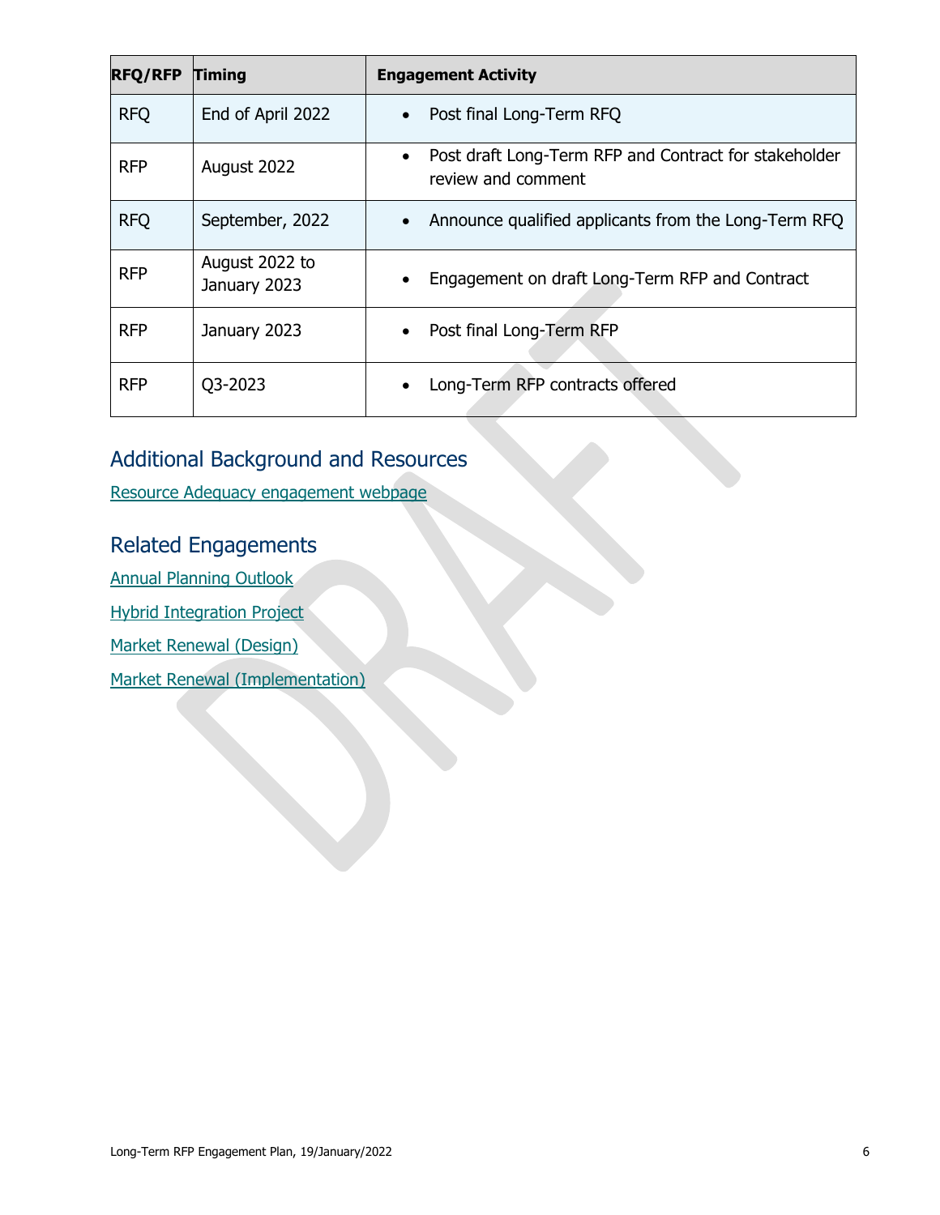| RFQ/RFP | Timing | Engagement Activity |
|---|---|---|
| RFQ | End of April 2022 | • Post final Long-Term RFQ |
| RFP | August 2022 | • Post draft Long-Term RFP and Contract for stakeholder review and comment |
| RFQ | September, 2022 | • Announce qualified applicants from the Long-Term RFQ |
| RFP | August 2022 to January 2023 | • Engagement on draft Long-Term RFP and Contract |
| RFP | January 2023 | • Post final Long-Term RFP |
| RFP | Q3-2023 | • Long-Term RFP contracts offered |

## Additional Background and Resources

Resource Adequacy engagement webpage

## Related Engagements

Annual Planning Outlook

Hybrid Integration Project

Market Renewal (Design)

Market Renewal (Implementation)